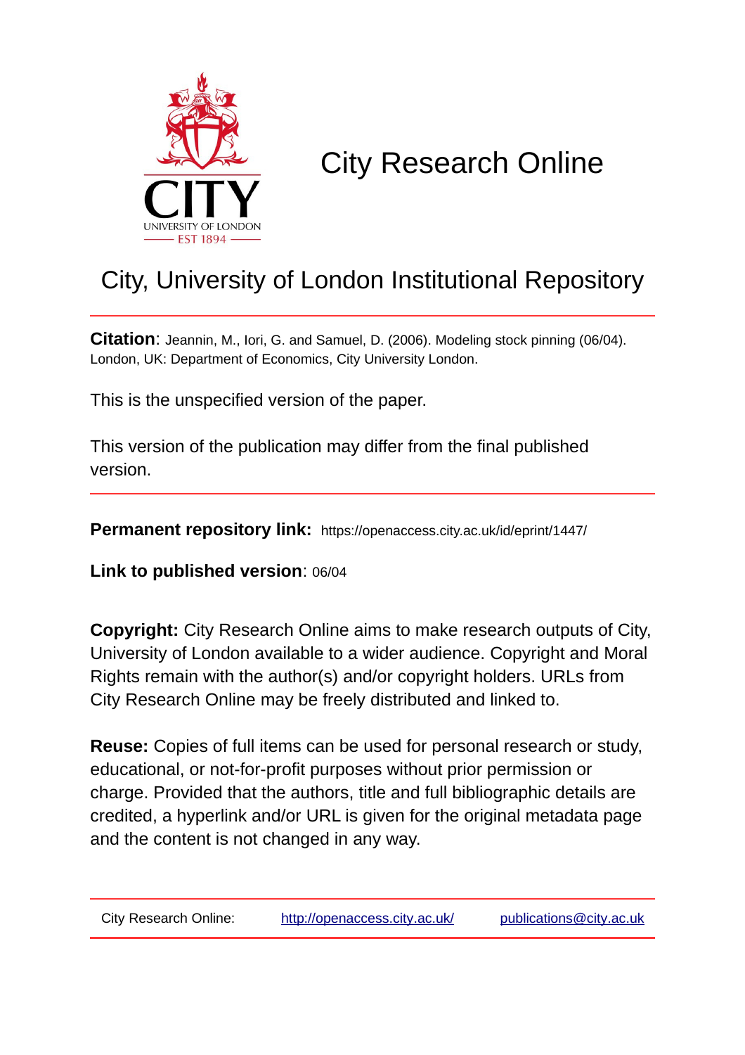# City Research Online

## City, University of London Institutional Repository

**Citation**: Jeannin, M., Iori, G. and Samuel, D. (2006). Modeling stock pinning (06/04). London, UK: Department of Economics, City University London.

This is the unspecified version of the paper.

This version of the publication may differ from the final published version.

**Permanent repository link:** https://openaccess.city.ac.uk/id/eprint/1447/

**Link to published version**: 06/04

**Copyright:** City Research Online aims to make research outputs of City, University of London available to a wider audience. Copyright and Moral Rights remain with the author(s) and/or copyright holders. URLs from City Research Online may be freely distributed and linked to.

**Reuse:** Copies of full items can be used for personal research or study, educational, or not-for-profit purposes without prior permission or charge. Provided that the authors, title and full bibliographic details are credited, a hyperlink and/or URL is given for the original metadata page and the content is not changed in any way.

City Research Online: http://openaccess.city.ac.uk/ publications@city.ac.uk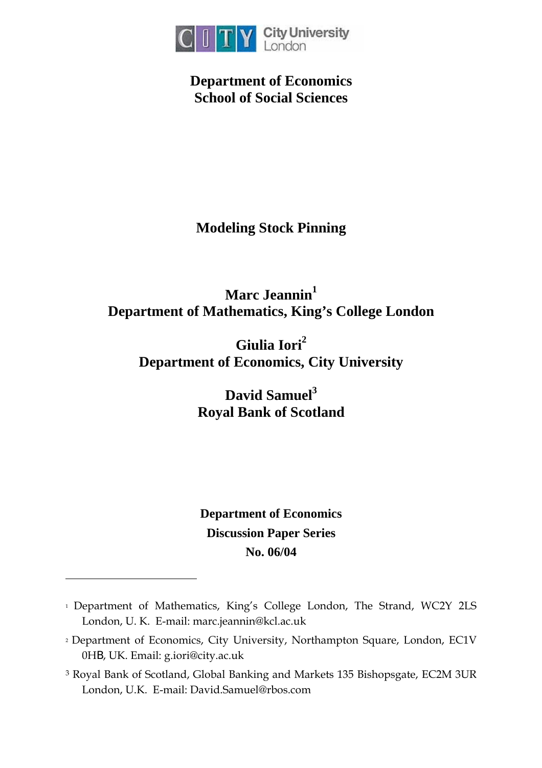**Department of Economics**
**School of Social Sciences**

# Modeling Stock Pinning

**Marc Jeannin[1]**
**Department of Mathematics, King's College London**

**Giulia Iori[2]**
**Department of Economics, City University**

**David Samuel[3]**
**Royal Bank of Scotland**

**Department of Economics**
**Discussion Paper Series**
**No. 06/04**

---

[1] Department of Mathematics, King's College London, The Strand, WC2Y 2LS London, U. K. E-mail: marc.jeannin@kcl.ac.uk

[2] Department of Economics, City University, Northampton Square, London, EC1V 0HB, UK. Email: g.iori@city.ac.uk

[3] Royal Bank of Scotland, Global Banking and Markets 135 Bishopsgate, EC2M 3UR London, U.K. E-mail: David.Samuel@rbos.com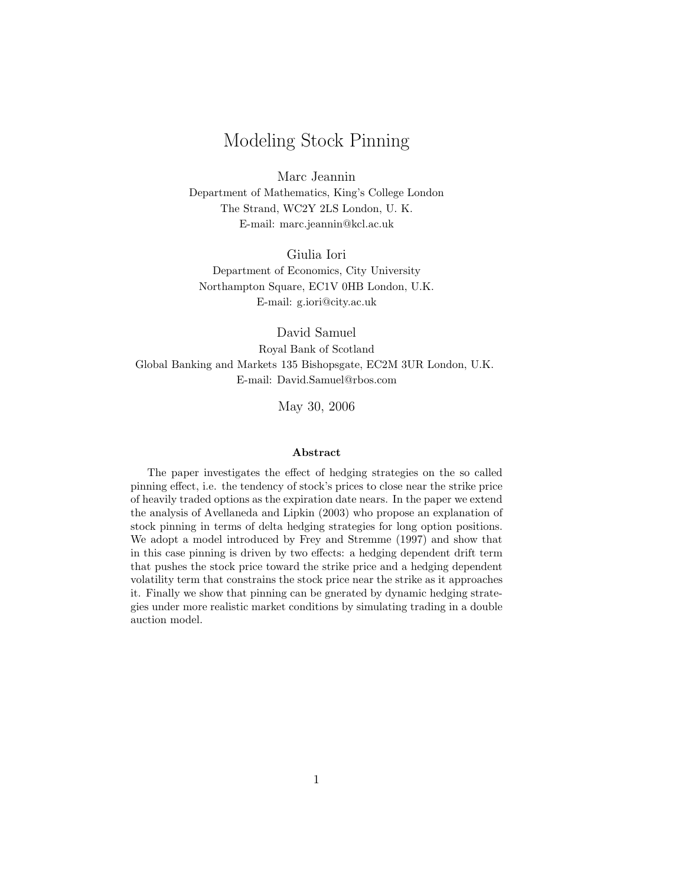# Modeling Stock Pinning

Marc Jeannin
Department of Mathematics, King's College London
The Strand, WC2Y 2LS London, U. K.
E-mail: marc.jeannin@kcl.ac.uk

Giulia Iori
Department of Economics, City University
Northampton Square, EC1V 0HB London, U.K.
E-mail: g.iori@city.ac.uk

David Samuel
Royal Bank of Scotland
Global Banking and Markets 135 Bishopsgate, EC2M 3UR London, U.K.
E-mail: David.Samuel@rbos.com

May 30, 2006

**Abstract**

The paper investigates the effect of hedging strategies on the so called pinning effect, i.e. the tendency of stock's prices to close near the strike price of heavily traded options as the expiration date nears. In the paper we extend the analysis of Avellaneda and Lipkin (2003) who propose an explanation of stock pinning in terms of delta hedging strategies for long option positions. We adopt a model introduced by Frey and Stremme (1997) and show that in this case pinning is driven by two effects: a hedging dependent drift term that pushes the stock price toward the strike price and a hedging dependent volatility term that constrains the stock price near the strike as it approaches it. Finally we show that pinning can be gnerated by dynamic hedging strategies under more realistic market conditions by simulating trading in a double auction model.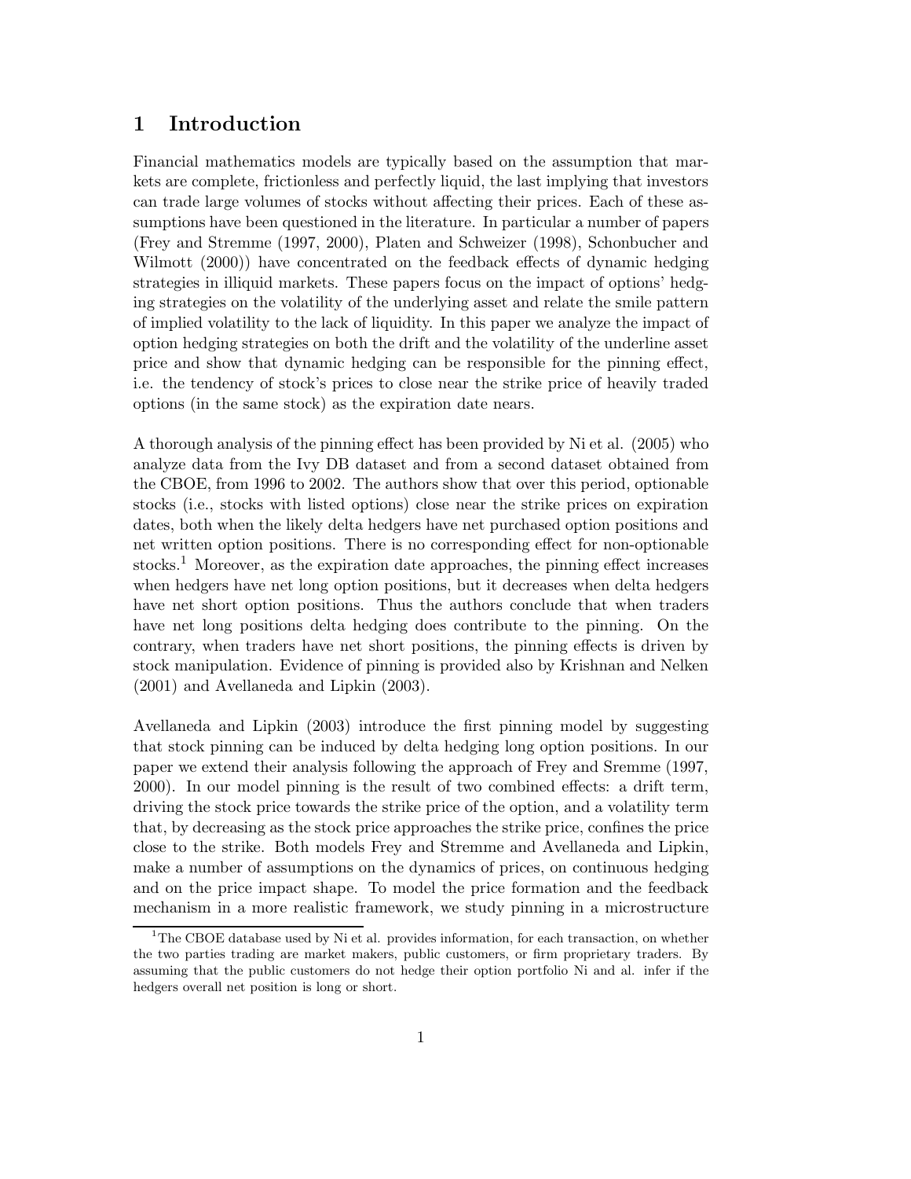# 1 Introduction

Financial mathematics models are typically based on the assumption that markets are complete, frictionless and perfectly liquid, the last implying that investors can trade large volumes of stocks without affecting their prices. Each of these assumptions have been questioned in the literature. In particular a number of papers (Frey and Stremme (1997, 2000), Platen and Schweizer (1998), Schonbucher and Wilmott (2000)) have concentrated on the feedback effects of dynamic hedging strategies in illiquid markets. These papers focus on the impact of options' hedging strategies on the volatility of the underlying asset and relate the smile pattern of implied volatility to the lack of liquidity. In this paper we analyze the impact of option hedging strategies on both the drift and the volatility of the underline asset price and show that dynamic hedging can be responsible for the pinning effect, i.e. the tendency of stock's prices to close near the strike price of heavily traded options (in the same stock) as the expiration date nears.

A thorough analysis of the pinning effect has been provided by Ni et al. (2005) who analyze data from the Ivy DB dataset and from a second dataset obtained from the CBOE, from 1996 to 2002. The authors show that over this period, optionable stocks (i.e., stocks with listed options) close near the strike prices on expiration dates, both when the likely delta hedgers have net purchased option positions and net written option positions. There is no corresponding effect for non-optionable stocks.[1] Moreover, as the expiration date approaches, the pinning effect increases when hedgers have net long option positions, but it decreases when delta hedgers have net short option positions. Thus the authors conclude that when traders have net long positions delta hedging does contribute to the pinning. On the contrary, when traders have net short positions, the pinning effects is driven by stock manipulation. Evidence of pinning is provided also by Krishnan and Nelken (2001) and Avellaneda and Lipkin (2003).

Avellaneda and Lipkin (2003) introduce the first pinning model by suggesting that stock pinning can be induced by delta hedging long option positions. In our paper we extend their analysis following the approach of Frey and Sremme (1997, 2000). In our model pinning is the result of two combined effects: a drift term, driving the stock price towards the strike price of the option, and a volatility term that, by decreasing as the stock price approaches the strike price, confines the price close to the strike. Both models Frey and Stremme and Avellaneda and Lipkin, make a number of assumptions on the dynamics of prices, on continuous hedging and on the price impact shape. To model the price formation and the feedback mechanism in a more realistic framework, we study pinning in a microstructure

[1] The CBOE database used by Ni et al. provides information, for each transaction, on whether the two parties trading are market makers, public customers, or firm proprietary traders. By assuming that the public customers do not hedge their option portfolio Ni and al. infer if the hedgers overall net position is long or short.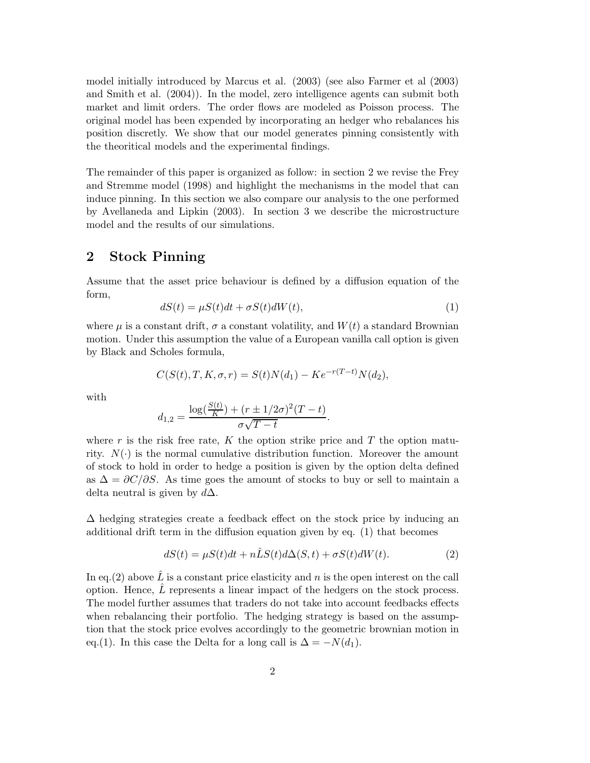model initially introduced by Marcus et al. (2003) (see also Farmer et al (2003) and Smith et al. (2004)). In the model, zero intelligence agents can submit both market and limit orders. The order flows are modeled as Poisson process. The original model has been expended by incorporating an hedger who rebalances his position discretly. We show that our model generates pinning consistently with the theoritical models and the experimental findings.

The remainder of this paper is organized as follow: in section 2 we revise the Frey and Stremme model (1998) and highlight the mechanisms in the model that can induce pinning. In this section we also compare our analysis to the one performed by Avellaneda and Lipkin (2003). In section 3 we describe the microstructure model and the results of our simulations.

## 2 Stock Pinning

Assume that the asset price behaviour is defined by a diffusion equation of the form,

$$dS(t) = \mu S(t)dt + \sigma S(t)dW(t), \tag{1}$$

where $\mu$ is a constant drift, $\sigma$ a constant volatility, and $W(t)$ a standard Brownian motion. Under this assumption the value of a European vanilla call option is given by Black and Scholes formula,

$$C(S(t), T, K, \sigma, r) = S(t)N(d_1) - Ke^{-r(T-t)}N(d_2),$$

with

$$d_{1,2} = \frac{\log(\frac{S(t)}{K}) + (r \pm 1/2\sigma)^2(T-t)}{\sigma\sqrt{T-t}}.$$

where $r$ is the risk free rate, $K$ the option strike price and $T$ the option maturity. $N(\cdot)$ is the normal cumulative distribution function. Moreover the amount of stock to hold in order to hedge a position is given by the option delta defined as $\Delta = \partial C/\partial S$. As time goes the amount of stocks to buy or sell to maintain a delta neutral is given by $d\Delta$.

$\Delta$ hedging strategies create a feedback effect on the stock price by inducing an additional drift term in the diffusion equation given by eq. (1) that becomes

$$dS(t) = \mu S(t)dt + n\hat{L}S(t)d\Delta(S,t) + \sigma S(t)dW(t). \tag{2}$$

In eq.(2) above $\hat{L}$ is a constant price elasticity and $n$ is the open interest on the call option. Hence, $\hat{L}$ represents a linear impact of the hedgers on the stock process. The model further assumes that traders do not take into account feedbacks effects when rebalancing their portfolio. The hedging strategy is based on the assumption that the stock price evolves accordingly to the geometric brownian motion in eq.(1). In this case the Delta for a long call is $\Delta = -N(d_1)$.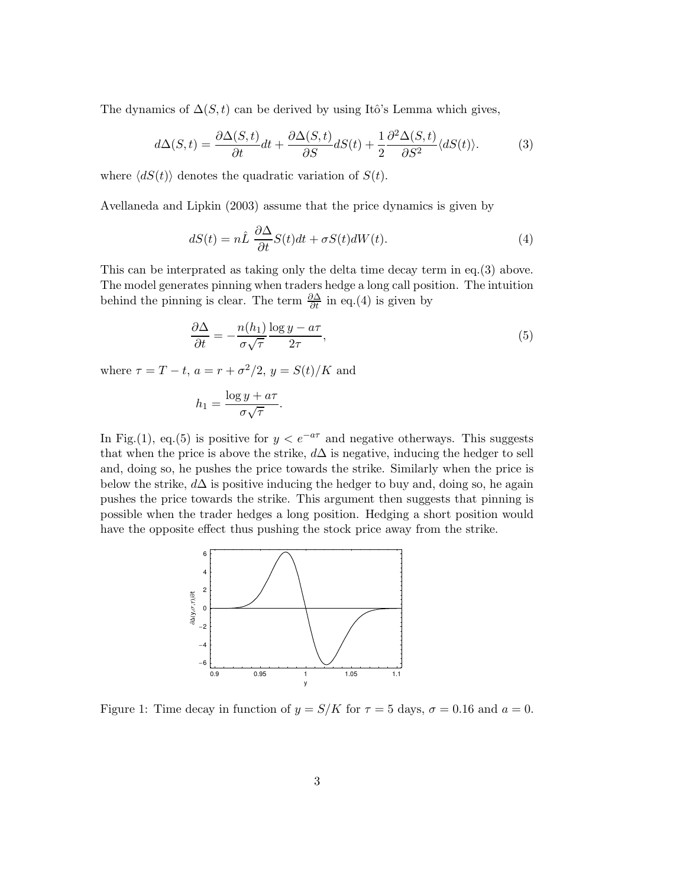The dynamics of $\Delta(S,t)$ can be derived by using Itô's Lemma which gives,

$$d\Delta(S,t) = \frac{\partial \Delta(S,t)}{\partial t} dt + \frac{\partial \Delta(S,t)}{\partial S} dS(t) + \frac{1}{2}\frac{\partial^2 \Delta(S,t)}{\partial S^2} \langle dS(t) \rangle. \tag{3}$$

where $\langle dS(t) \rangle$ denotes the quadratic variation of $S(t)$.

Avellaneda and Lipkin (2003) assume that the price dynamics is given by

$$dS(t) = n\hat{L}\ \frac{\partial \Delta}{\partial t} S(t)dt + \sigma S(t) dW(t). \tag{4}$$

This can be interprated as taking only the delta time decay term in eq.(3) above. The model generates pinning when traders hedge a long call position. The intuition behind the pinning is clear. The term $\frac{\partial \Delta}{\partial t}$ in eq.(4) is given by

$$\frac{\partial \Delta}{\partial t} = -\frac{n(h_1)}{\sigma\sqrt{\tau}} \frac{\log y - a\tau}{2\tau}, \tag{5}$$

where $\tau = T - t$, $a = r + \sigma^2/2$, $y = S(t)/K$ and

$$h_1 = \frac{\log y + a\tau}{\sigma\sqrt{\tau}}.$$

In Fig.(1), eq.(5) is positive for $y < e^{-a\tau}$ and negative otherways. This suggests that when the price is above the strike, $d\Delta$ is negative, inducing the hedger to sell and, doing so, he pushes the price towards the strike. Similarly when the price is below the strike, $d\Delta$ is positive inducing the hedger to buy and, doing so, he again pushes the price towards the strike. This argument then suggests that pinning is possible when the trader hedges a long position. Hedging a short position would have the opposite effect thus pushing the stock price away from the strike.

Figure 1: Time decay in function of $y = S/K$ for $\tau = 5$ days, $\sigma = 0.16$ and $a = 0$.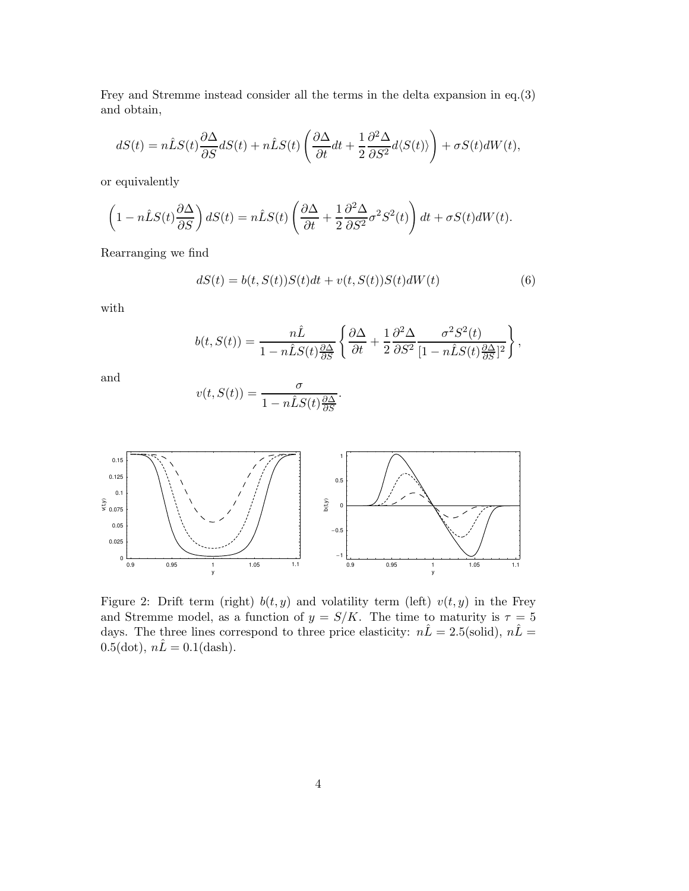Frey and Stremme instead consider all the terms in the delta expansion in eq.(3) and obtain,

$$dS(t) = n\hat{L}S(t)\frac{\partial \Delta}{\partial S}dS(t) + n\hat{L}S(t)\left(\frac{\partial \Delta}{\partial t}dt + \frac{1}{2}\frac{\partial^2 \Delta}{\partial S^2}d\langle S(t)\rangle\right) + \sigma S(t)dW(t),$$

or equivalently

$$\left(1 - n\hat{L}S(t)\frac{\partial \Delta}{\partial S}\right)dS(t) = n\hat{L}S(t)\left(\frac{\partial \Delta}{\partial t} + \frac{1}{2}\frac{\partial^2 \Delta}{\partial S^2}\sigma^2 S^2(t)\right)dt + \sigma S(t)dW(t).$$

Rearranging we find

$$dS(t) = b(t, S(t))S(t)dt + v(t, S(t))S(t)dW(t) \tag{6}$$

with

$$b(t, S(t)) = \frac{n\hat{L}}{1 - n\hat{L}S(t)\frac{\partial \Delta}{\partial S}}\left\{\frac{\partial \Delta}{\partial t} + \frac{1}{2}\frac{\partial^2 \Delta}{\partial S^2}\frac{\sigma^2 S^2(t)}{[1 - n\hat{L}S(t)\frac{\partial \Delta}{\partial S}]^2}\right\},$$

and

$$v(t, S(t)) = \frac{\sigma}{1 - n\hat{L}S(t)\frac{\partial \Delta}{\partial S}}.$$

Figure 2: Drift term (right) $b(t, y)$ and volatility term (left) $v(t, y)$ in the Frey and Stremme model, as a function of $y = S/K$. The time to maturity is $\tau = 5$ days. The three lines correspond to three price elasticity: $n\hat{L} = 2.5$(solid), $n\hat{L} = 0.5$(dot), $n\hat{L} = 0.1$(dash).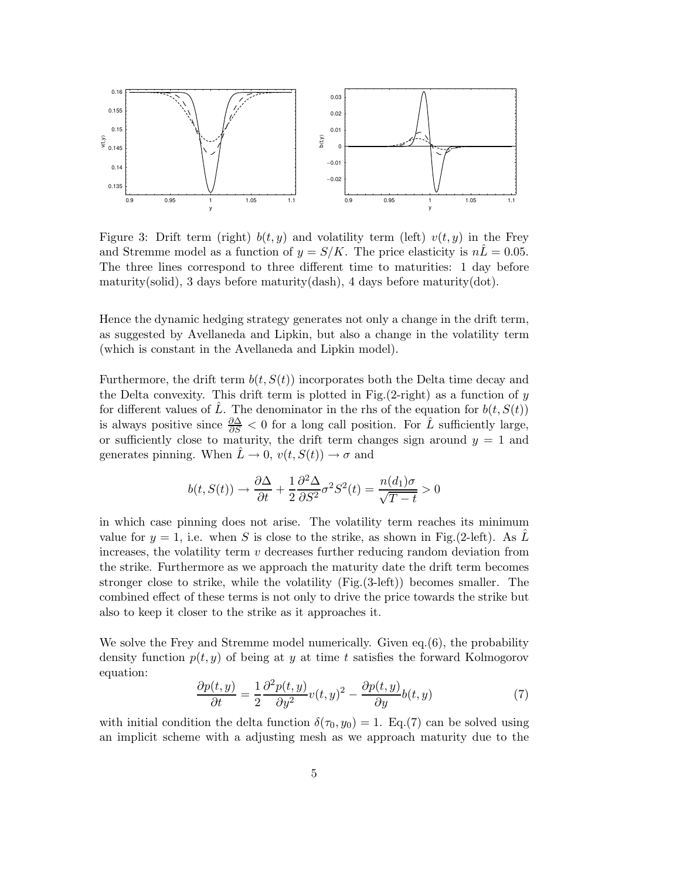Figure 3: Drift term (right) $b(t, y)$ and volatility term (left) $v(t, y)$ in the Frey and Stremme model as a function of $y = S/K$. The price elasticity is $n\hat{L} = 0.05$. The three lines correspond to three different time to maturities: 1 day before maturity(solid), 3 days before maturity(dash), 4 days before maturity(dot).

Hence the dynamic hedging strategy generates not only a change in the drift term, as suggested by Avellaneda and Lipkin, but also a change in the volatility term (which is constant in the Avellaneda and Lipkin model).

Furthermore, the drift term $b(t, S(t))$ incorporates both the Delta time decay and the Delta convexity. This drift term is plotted in Fig.(2-right) as a function of $y$ for different values of $\hat{L}$. The denominator in the rhs of the equation for $b(t, S(t))$ is always positive since $\frac{\partial \Delta}{\partial S} < 0$ for a long call position. For $\hat{L}$ sufficiently large, or sufficiently close to maturity, the drift term changes sign around $y = 1$ and generates pinning. When $\hat{L} \to 0$, $v(t, S(t)) \to \sigma$ and

$$b(t, S(t)) \to \frac{\partial \Delta}{\partial t} + \frac{1}{2}\frac{\partial^2 \Delta}{\partial S^2}\sigma^2 S^2(t) = \frac{n(d_1)\sigma}{\sqrt{T-t}} > 0$$

in which case pinning does not arise. The volatility term reaches its minimum value for $y = 1$, i.e. when $S$ is close to the strike, as shown in Fig.(2-left). As $\hat{L}$ increases, the volatility term $v$ decreases further reducing random deviation from the strike. Furthermore as we approach the maturity date the drift term becomes stronger close to strike, while the volatility (Fig.(3-left)) becomes smaller. The combined effect of these terms is not only to drive the price towards the strike but also to keep it closer to the strike as it approaches it.

We solve the Frey and Stremme model numerically. Given eq.(6), the probability density function $p(t, y)$ of being at $y$ at time $t$ satisfies the forward Kolmogorov equation:

$$\frac{\partial p(t, y)}{\partial t} = \frac{1}{2}\frac{\partial^2 p(t, y)}{\partial y^2}v(t, y)^2 - \frac{\partial p(t, y)}{\partial y}b(t, y) \tag{7}$$

with initial condition the delta function $\delta(\tau_0, y_0) = 1$. Eq.(7) can be solved using an implicit scheme with a adjusting mesh as we approach maturity due to the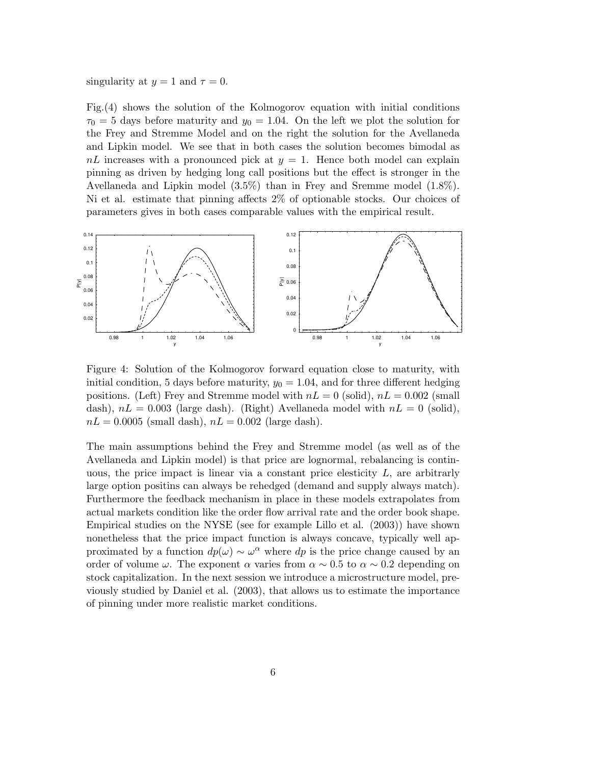singularity at $y = 1$ and $\tau = 0$.

Fig.(4) shows the solution of the Kolmogorov equation with initial conditions $\tau_0 = 5$ days before maturity and $y_0 = 1.04$. On the left we plot the solution for the Frey and Stremme Model and on the right the solution for the Avellaneda and Lipkin model. We see that in both cases the solution becomes bimodal as $nL$ increases with a pronounced pick at $y = 1$. Hence both model can explain pinning as driven by hedging long call positions but the effect is stronger in the Avellaneda and Lipkin model (3.5%) than in Frey and Sremme model (1.8%). Ni et al. estimate that pinning affects 2% of optionable stocks. Our choices of parameters gives in both cases comparable values with the empirical result.

Figure 4: Solution of the Kolmogorov forward equation close to maturity, with initial condition, 5 days before maturity, $y_0 = 1.04$, and for three different hedging positions. (Left) Frey and Stremme model with $nL = 0$ (solid), $nL = 0.002$ (small dash), $nL = 0.003$ (large dash). (Right) Avellaneda model with $nL = 0$ (solid), $nL = 0.0005$ (small dash), $nL = 0.002$ (large dash).

The main assumptions behind the Frey and Stremme model (as well as of the Avellaneda and Lipkin model) is that price are lognormal, rebalancing is continuous, the price impact is linear via a constant price elasticity $L$, are arbitrarly large option positins can always be rehedged (demand and supply always match). Furthermore the feedback mechanism in place in these models extrapolates from actual markets condition like the order flow arrival rate and the order book shape. Empirical studies on the NYSE (see for example Lillo et al. (2003)) have shown nonetheless that the price impact function is always concave, typically well approximated by a function $dp(\omega) \sim \omega^{\alpha}$ where $dp$ is the price change caused by an order of volume $\omega$. The exponent $\alpha$ varies from $\alpha \sim 0.5$ to $\alpha \sim 0.2$ depending on stock capitalization. In the next session we introduce a microstructure model, previously studied by Daniel et al. (2003), that allows us to estimate the importance of pinning under more realistic market conditions.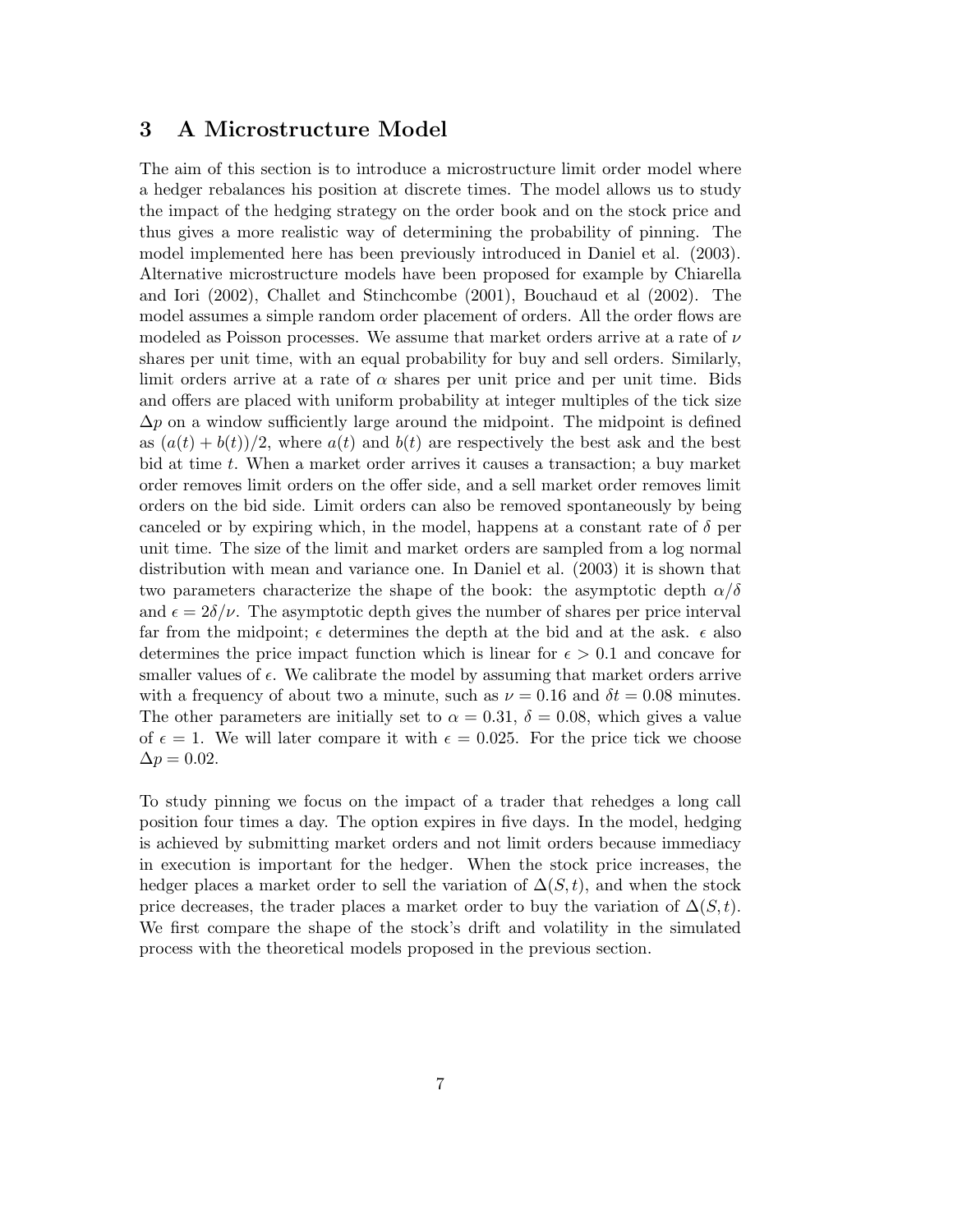## 3 A Microstructure Model

The aim of this section is to introduce a microstructure limit order model where a hedger rebalances his position at discrete times. The model allows us to study the impact of the hedging strategy on the order book and on the stock price and thus gives a more realistic way of determining the probability of pinning. The model implemented here has been previously introduced in Daniel et al. (2003). Alternative microstructure models have been proposed for example by Chiarella and Iori (2002), Challet and Stinchcombe (2001), Bouchaud et al (2002). The model assumes a simple random order placement of orders. All the order flows are modeled as Poisson processes. We assume that market orders arrive at a rate of $\nu$ shares per unit time, with an equal probability for buy and sell orders. Similarly, limit orders arrive at a rate of $\alpha$ shares per unit price and per unit time. Bids and offers are placed with uniform probability at integer multiples of the tick size $\Delta p$ on a window sufficiently large around the midpoint. The midpoint is defined as $(a(t) + b(t))/2$, where $a(t)$ and $b(t)$ are respectively the best ask and the best bid at time $t$. When a market order arrives it causes a transaction; a buy market order removes limit orders on the offer side, and a sell market order removes limit orders on the bid side. Limit orders can also be removed spontaneously by being canceled or by expiring which, in the model, happens at a constant rate of $\delta$ per unit time. The size of the limit and market orders are sampled from a log normal distribution with mean and variance one. In Daniel et al. (2003) it is shown that two parameters characterize the shape of the book: the asymptotic depth $\alpha/\delta$ and $\epsilon = 2\delta/\nu$. The asymptotic depth gives the number of shares per price interval far from the midpoint; $\epsilon$ determines the depth at the bid and at the ask. $\epsilon$ also determines the price impact function which is linear for $\epsilon > 0.1$ and concave for smaller values of $\epsilon$. We calibrate the model by assuming that market orders arrive with a frequency of about two a minute, such as $\nu = 0.16$ and $\delta t = 0.08$ minutes. The other parameters are initially set to $\alpha = 0.31$, $\delta = 0.08$, which gives a value of $\epsilon = 1$. We will later compare it with $\epsilon = 0.025$. For the price tick we choose $\Delta p = 0.02$.

To study pinning we focus on the impact of a trader that rehedges a long call position four times a day. The option expires in five days. In the model, hedging is achieved by submitting market orders and not limit orders because immediacy in execution is important for the hedger. When the stock price increases, the hedger places a market order to sell the variation of $\Delta(S, t)$, and when the stock price decreases, the trader places a market order to buy the variation of $\Delta(S, t)$. We first compare the shape of the stock's drift and volatility in the simulated process with the theoretical models proposed in the previous section.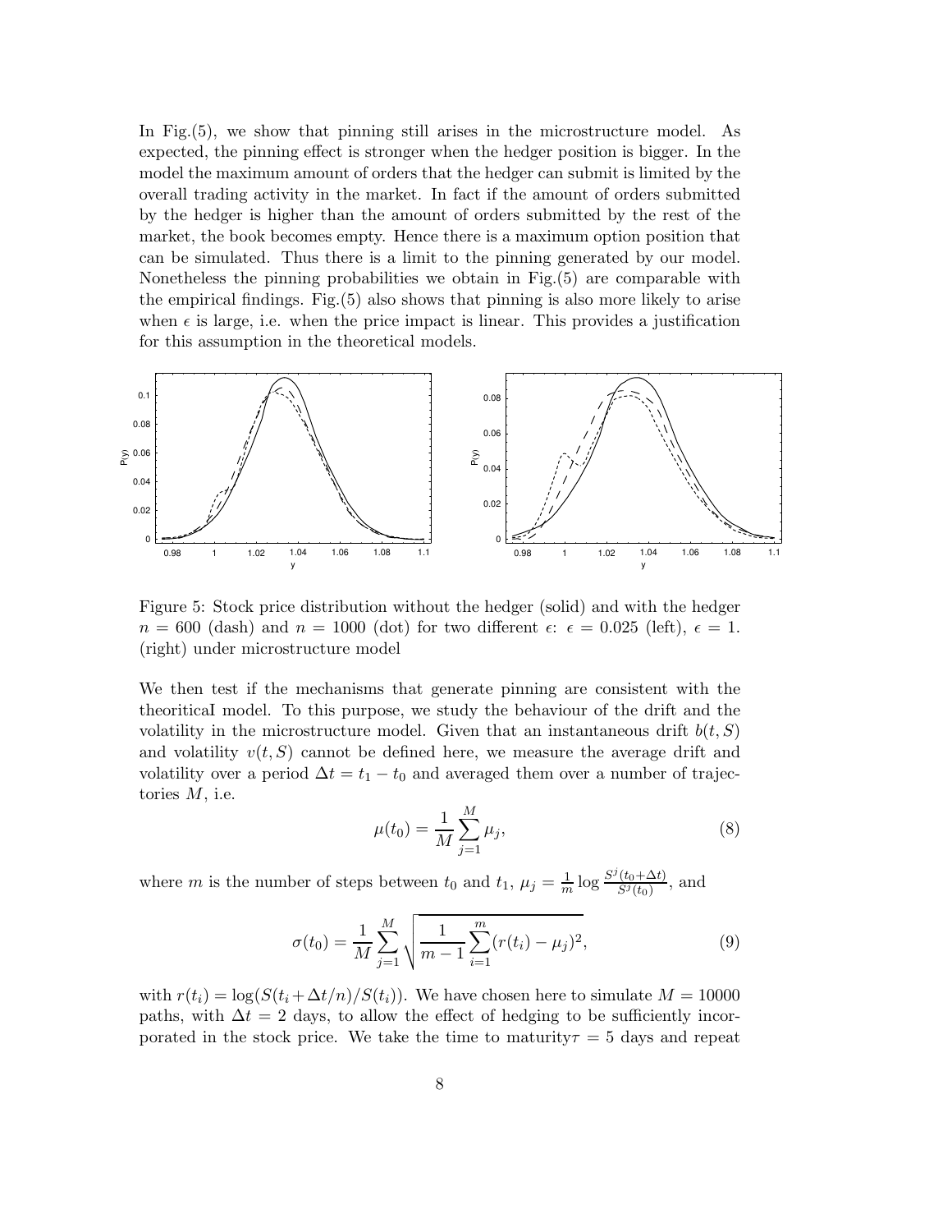In Fig.(5), we show that pinning still arises in the microstructure model. As expected, the pinning effect is stronger when the hedger position is bigger. In the model the maximum amount of orders that the hedger can submit is limited by the overall trading activity in the market. In fact if the amount of orders submitted by the hedger is higher than the amount of orders submitted by the rest of the market, the book becomes empty. Hence there is a maximum option position that can be simulated. Thus there is a limit to the pinning generated by our model. Nonetheless the pinning probabilities we obtain in Fig.(5) are comparable with the empirical findings. Fig.(5) also shows that pinning is also more likely to arise when $\epsilon$ is large, i.e. when the price impact is linear. This provides a justification for this assumption in the theoretical models.

Figure 5: Stock price distribution without the hedger (solid) and with the hedger $n = 600$ (dash) and $n = 1000$ (dot) for two different $\epsilon$: $\epsilon = 0.025$ (left), $\epsilon = 1.$ (right) under microstructure model

We then test if the mechanisms that generate pinning are consistent with the theoriticaI model. To this purpose, we study the behaviour of the drift and the volatility in the microstructure model. Given that an instantaneous drift $b(t, S)$ and volatility $v(t, S)$ cannot be defined here, we measure the average drift and volatility over a period $\Delta t = t_1 - t_0$ and averaged them over a number of trajectories $M$, i.e.

$$\mu(t_0) = \frac{1}{M} \sum_{j=1}^{M} \mu_j, \tag{8}$$

where $m$ is the number of steps between $t_0$ and $t_1$, $\mu_j = \frac{1}{m} \log \frac{S^j(t_0+\Delta t)}{S^j(t_0)}$, and

$$\sigma(t_0) = \frac{1}{M} \sum_{j=1}^{M} \sqrt{\frac{1}{m-1} \sum_{i=1}^{m} (r(t_i) - \mu_j)^2}, \tag{9}$$

with $r(t_i) = \log(S(t_i + \Delta t/n)/S(t_i))$. We have chosen here to simulate $M = 10000$ paths, with $\Delta t = 2$ days, to allow the effect of hedging to be sufficiently incorporated in the stock price. We take the time to maturity$\tau = 5$ days and repeat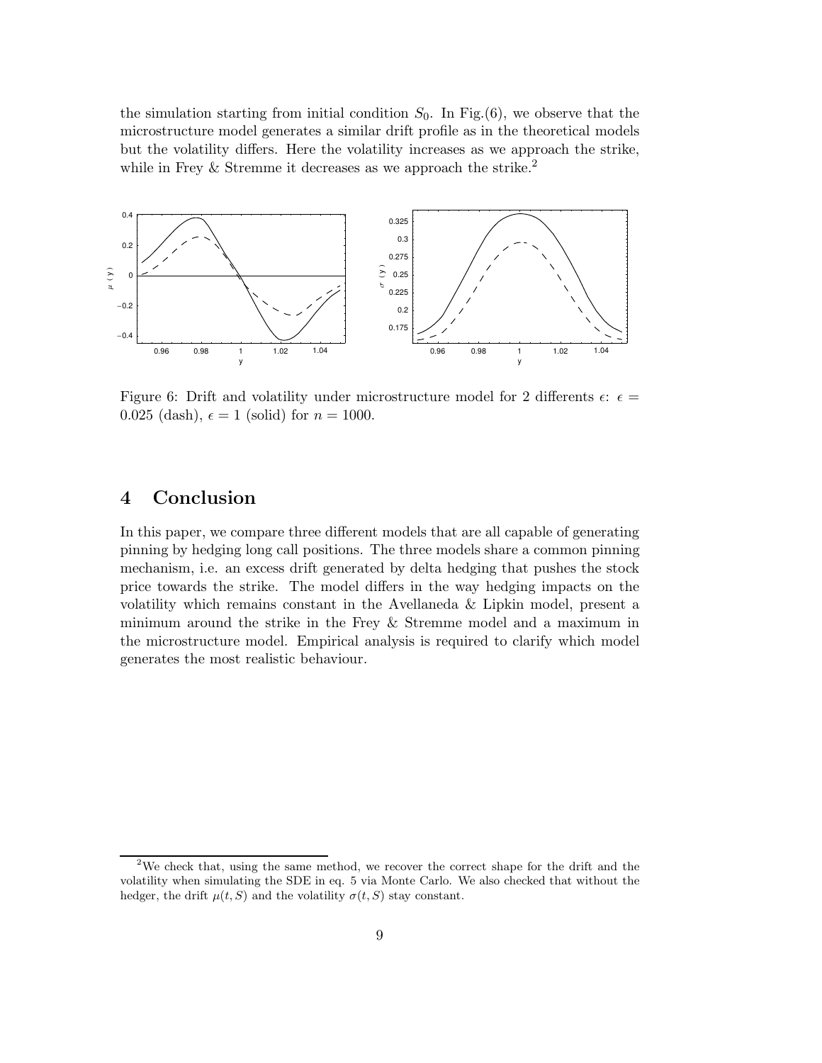the simulation starting from initial condition $S_0$. In Fig.(6), we observe that the microstructure model generates a similar drift profile as in the theoretical models but the volatility differs. Here the volatility increases as we approach the strike, while in Frey & Stremme it decreases as we approach the strike.[2]

Figure 6: Drift and volatility under microstructure model for 2 differents $\epsilon$: $\epsilon = 0.025$ (dash), $\epsilon = 1$ (solid) for $n = 1000$.

# 4 Conclusion

In this paper, we compare three different models that are all capable of generating pinning by hedging long call positions. The three models share a common pinning mechanism, i.e. an excess drift generated by delta hedging that pushes the stock price towards the strike. The model differs in the way hedging impacts on the volatility which remains constant in the Avellaneda & Lipkin model, present a minimum around the strike in the Frey & Stremme model and a maximum in the microstructure model. Empirical analysis is required to clarify which model generates the most realistic behaviour.

[2] We check that, using the same method, we recover the correct shape for the drift and the volatility when simulating the SDE in eq. 5 via Monte Carlo. We also checked that without the hedger, the drift $\mu(t, S)$ and the volatility $\sigma(t, S)$ stay constant.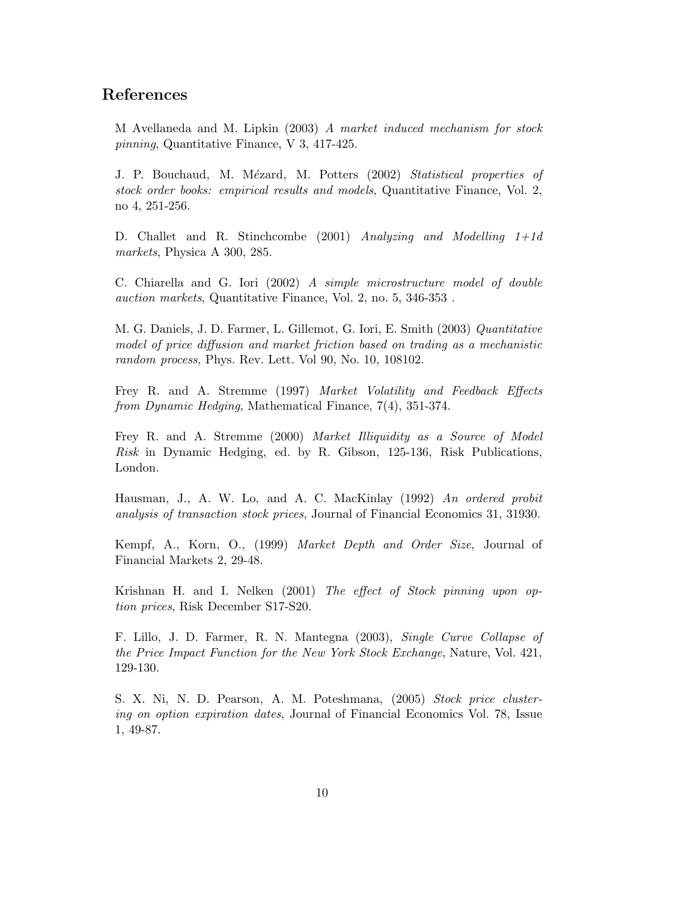## References

M Avellaneda and M. Lipkin (2003) *A market induced mechanism for stock pinning*, Quantitative Finance, V 3, 417-425.

J. P. Bouchaud, M. Mézard, M. Potters (2002) *Statistical properties of stock order books: empirical results and models*, Quantitative Finance, Vol. 2, no 4, 251-256.

D. Challet and R. Stinchcombe (2001) *Analyzing and Modelling 1+1d markets*, Physica A 300, 285.

C. Chiarella and G. Iori (2002) *A simple microstructure model of double auction markets*, Quantitative Finance, Vol. 2, no. 5, 346-353 .

M. G. Daniels, J. D. Farmer, L. Gillemot, G. Iori, E. Smith (2003) *Quantitative model of price diffusion and market friction based on trading as a mechanistic random process*, Phys. Rev. Lett. Vol 90, No. 10, 108102.

Frey R. and A. Stremme (1997) *Market Volatility and Feedback Effects from Dynamic Hedging*, Mathematical Finance, 7(4), 351-374.

Frey R. and A. Stremme (2000) *Market Illiquidity as a Source of Model Risk* in Dynamic Hedging, ed. by R. Gibson, 125-136, Risk Publications, London.

Hausman, J., A. W. Lo, and A. C. MacKinlay (1992) *An ordered probit analysis of transaction stock prices*, Journal of Financial Economics 31, 31930.

Kempf, A., Korn, O., (1999) *Market Depth and Order Size*, Journal of Financial Markets 2, 29-48.

Krishnan H. and I. Nelken (2001) *The effect of Stock pinning upon option prices*, Risk December S17-S20.

F. Lillo, J. D. Farmer, R. N. Mantegna (2003), *Single Curve Collapse of the Price Impact Function for the New York Stock Exchange*, Nature, Vol. 421, 129-130.

S. X. Ni, N. D. Pearson, A. M. Poteshmana, (2005) *Stock price clustering on option expiration dates*, Journal of Financial Economics Vol. 78, Issue 1, 49-87.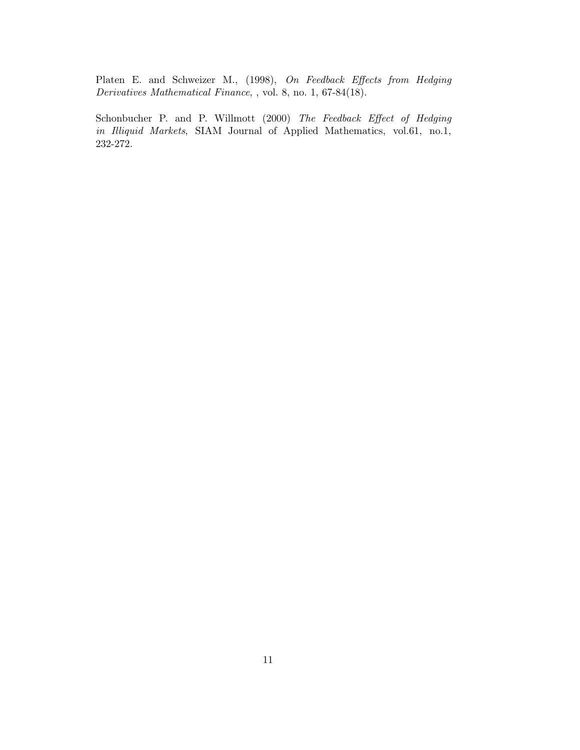Platen E. and Schweizer M., (1998), *On Feedback Effects from Hedging Derivatives Mathematical Finance*, , vol. 8, no. 1, 67-84(18).

Schonbucher P. and P. Willmott (2000) *The Feedback Effect of Hedging in Illiquid Markets*, SIAM Journal of Applied Mathematics, vol.61, no.1, 232-272.